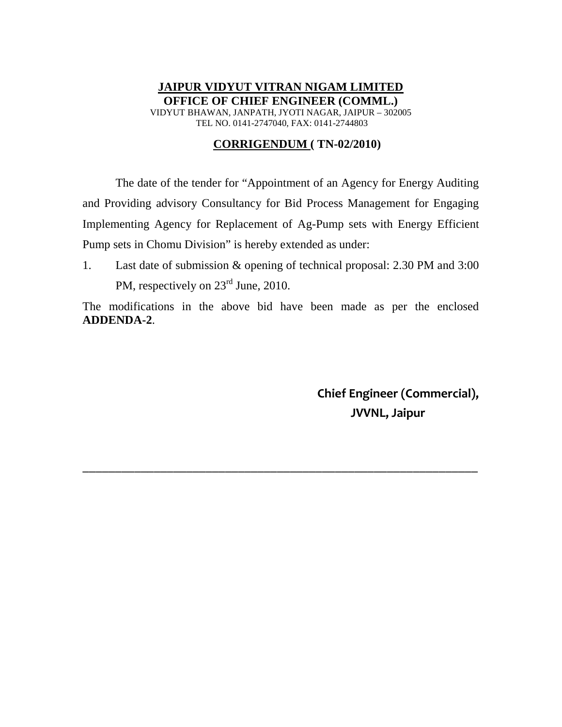# JAIPUR VIDYUT VITRAN NIGAM LIMITED

**OFFICE OF CHIEF ENGINEER (COMML.)**

VIDYUT BHAWAN, JANPATH, JYOTI NAGAR, JAIPUR – 302005

TEL NO. 0141-2747040, FAX: 0141-2744803

## CORRIGENDUM ( TN-02/2010)

The date of the tender for "Appointment of an Agency for Energy Auditing and Providing advisory Consultancy for Bid Process Management for Engaging Implementing Agency for Replacement of Ag-Pump sets with Energy Efficient Pump sets in Chomu Division" is hereby extended as under:

1. Last date of submission & opening of technical proposal: 2.30 PM and 3:00 PM, respectively on 23rd June, 2010.

The modifications in the above bid have been made as per the enclosed **ADDENDA-2**.

**Chief Engineer (Commercial),**

**JVVNL, Jaipur**

---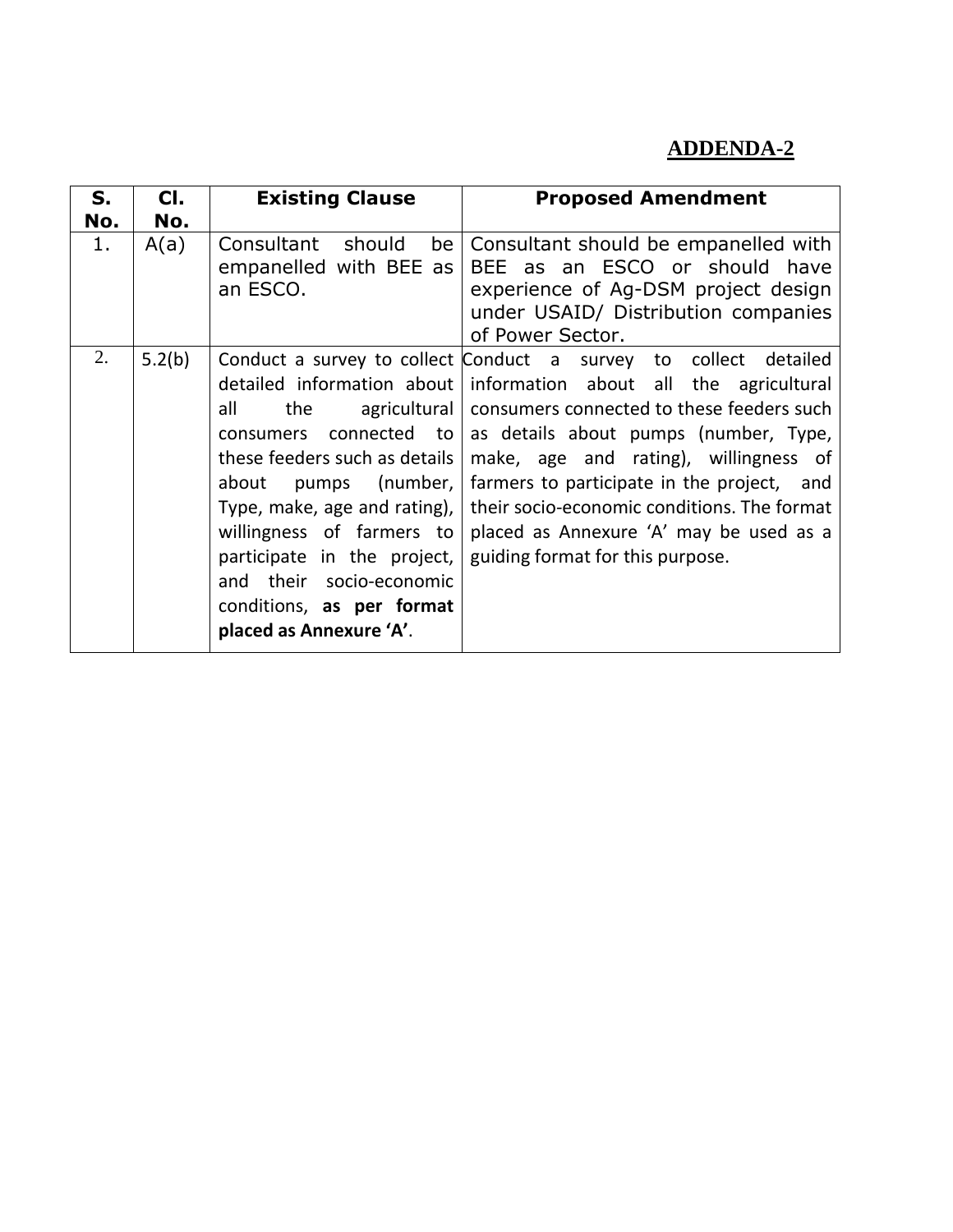**ADDENDA-2**

| S. No. | Cl. No. | Existing Clause | Proposed Amendment |
|---|---|---|---|
| 1. | A(a) | Consultant should be empanelled with BEE as an ESCO. | Consultant should be empanelled with BEE as an ESCO or should have experience of Ag-DSM project design under USAID/ Distribution companies of Power Sector. |
| 2. | 5.2(b) | Conduct a survey to collect detailed information about all the agricultural consumers connected to these feeders such as details about pumps (number, Type, make, age and rating), willingness of farmers to participate in the project, and their socio-economic conditions, **as per format placed as Annexure 'A'**. | Conduct a survey to collect detailed information about all the agricultural consumers connected to these feeders such as details about pumps (number, Type, make, age and rating), willingness of farmers to participate in the project, and their socio-economic conditions. The format placed as Annexure 'A' may be used as a guiding format for this purpose. |